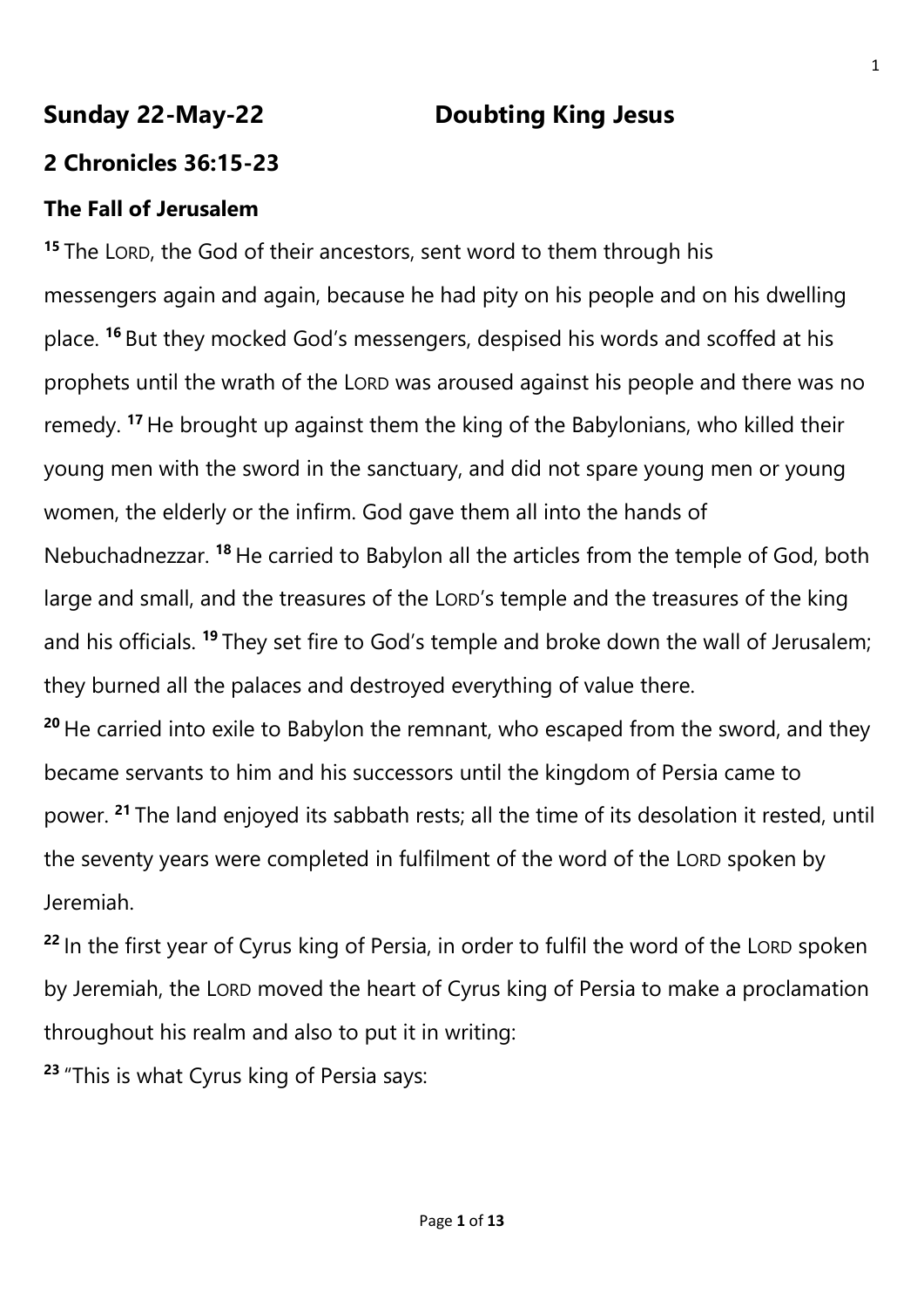## Sunday 22-May-22 Doubting King Jesus

## 2 Chronicles 36:15-23

### The Fall of Jerusalem

[15] The LORD, the God of their ancestors, sent word to them through his messengers again and again, because he had pity on his people and on his dwelling place. [16] But they mocked God's messengers, despised his words and scoffed at his prophets until the wrath of the LORD was aroused against his people and there was no remedy. [17] He brought up against them the king of the Babylonians, who killed their young men with the sword in the sanctuary, and did not spare young men or young women, the elderly or the infirm. God gave them all into the hands of Nebuchadnezzar. [18] He carried to Babylon all the articles from the temple of God, both large and small, and the treasures of the LORD's temple and the treasures of the king and his officials. [19] They set fire to God's temple and broke down the wall of Jerusalem; they burned all the palaces and destroyed everything of value there.

[20] He carried into exile to Babylon the remnant, who escaped from the sword, and they became servants to him and his successors until the kingdom of Persia came to power. [21] The land enjoyed its sabbath rests; all the time of its desolation it rested, until the seventy years were completed in fulfilment of the word of the LORD spoken by Jeremiah.

[22] In the first year of Cyrus king of Persia, in order to fulfil the word of the LORD spoken by Jeremiah, the LORD moved the heart of Cyrus king of Persia to make a proclamation throughout his realm and also to put it in writing:

[23] "This is what Cyrus king of Persia says: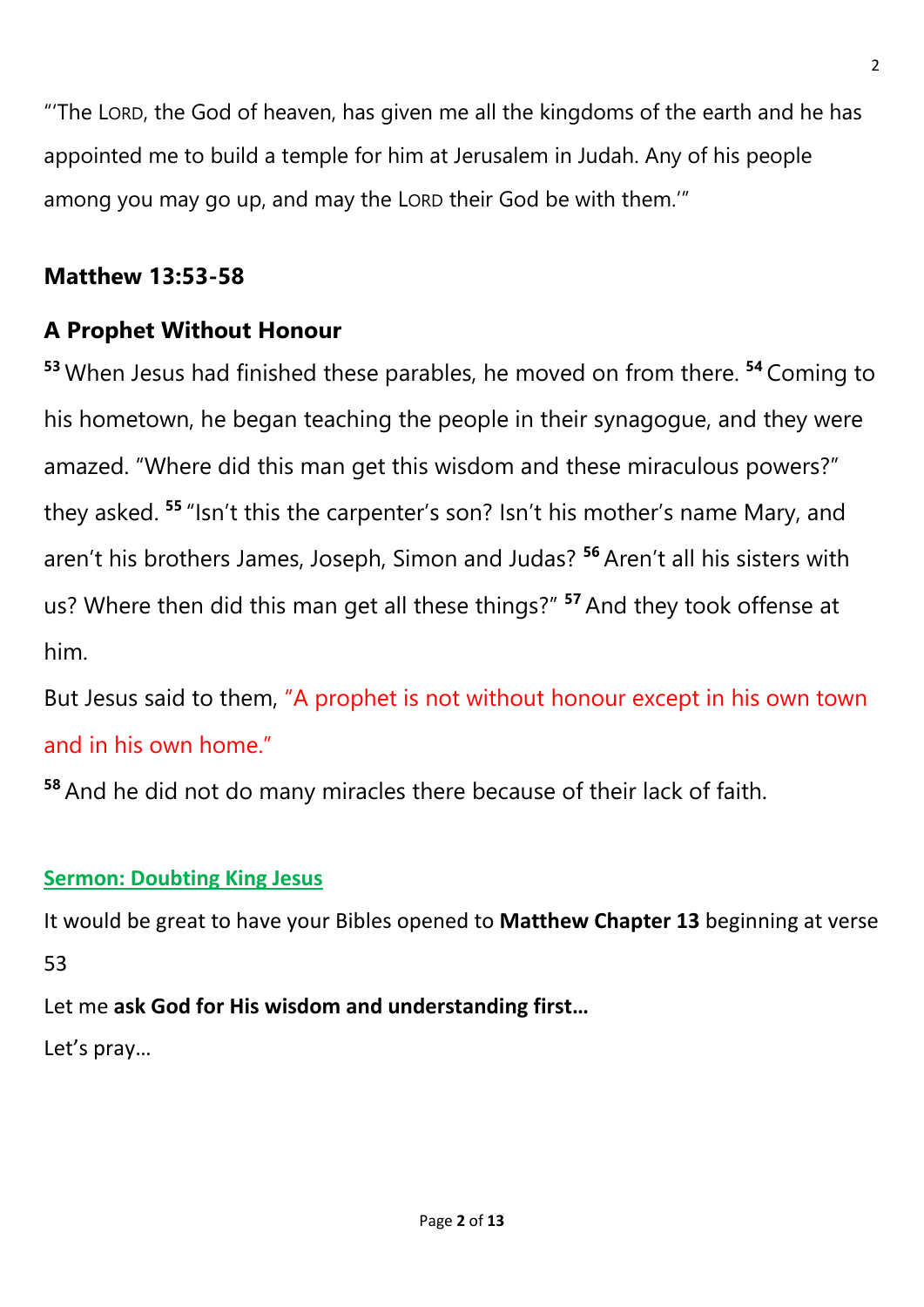"'The LORD, the God of heaven, has given me all the kingdoms of the earth and he has appointed me to build a temple for him at Jerusalem in Judah. Any of his people among you may go up, and may the LORD their God be with them.'"

## Matthew 13:53-58

## A Prophet Without Honour

53 When Jesus had finished these parables, he moved on from there. 54 Coming to his hometown, he began teaching the people in their synagogue, and they were amazed. "Where did this man get this wisdom and these miraculous powers?" they asked. 55 "Isn't this the carpenter's son? Isn't his mother's name Mary, and aren't his brothers James, Joseph, Simon and Judas? 56 Aren't all his sisters with us? Where then did this man get all these things?" 57 And they took offense at him.

But Jesus said to them, "A prophet is not without honour except in his own town and in his own home."

58 And he did not do many miracles there because of their lack of faith.

**Sermon: Doubting King Jesus**

It would be great to have your Bibles opened to **Matthew Chapter 13** beginning at verse 53

Let me **ask God for His wisdom and understanding first…**

Let's pray…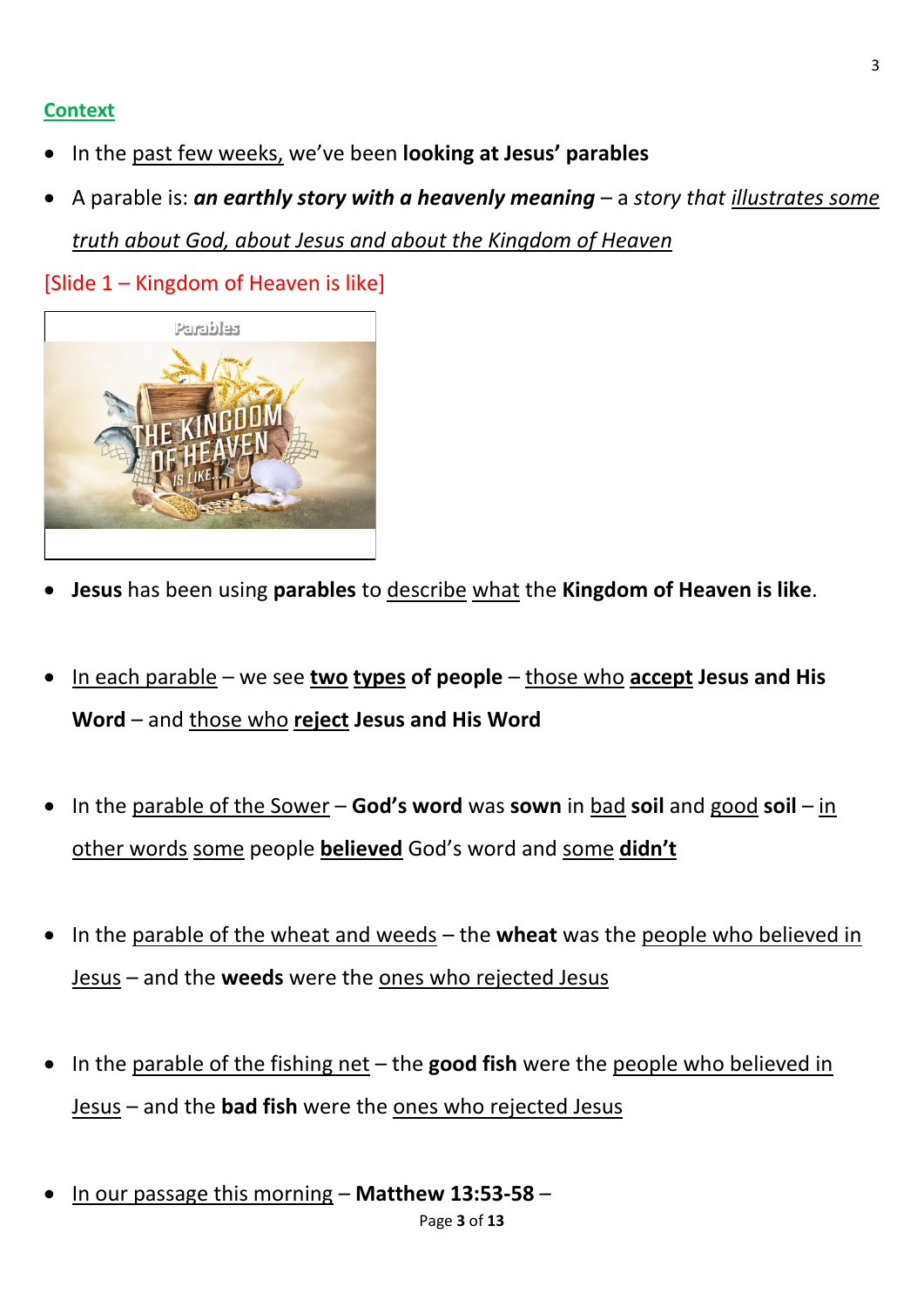## Context

- In the past few weeks, we've been **looking at Jesus' parables**
- A parable is: ***an earthly story with a heavenly meaning*** – a *story that illustrates some truth about God, about Jesus and about the Kingdom of Heaven*

[Slide 1 – Kingdom of Heaven is like]

- **Jesus** has been using **parables** to describe what the **Kingdom of Heaven is like**.

- In each parable – we see **two types of people** – those who **accept Jesus and His Word** – and those who **reject Jesus and His Word**

- In the parable of the Sower – **God's word** was **sown** in bad **soil** and good **soil** – in other words some people **believed** God's word and some **didn't**

- In the parable of the wheat and weeds – the **wheat** was the people who believed in Jesus – and the **weeds** were the ones who rejected Jesus

- In the parable of the fishing net – the **good fish** were the people who believed in Jesus – and the **bad fish** were the ones who rejected Jesus

- In our passage this morning – **Matthew 13:53-58** –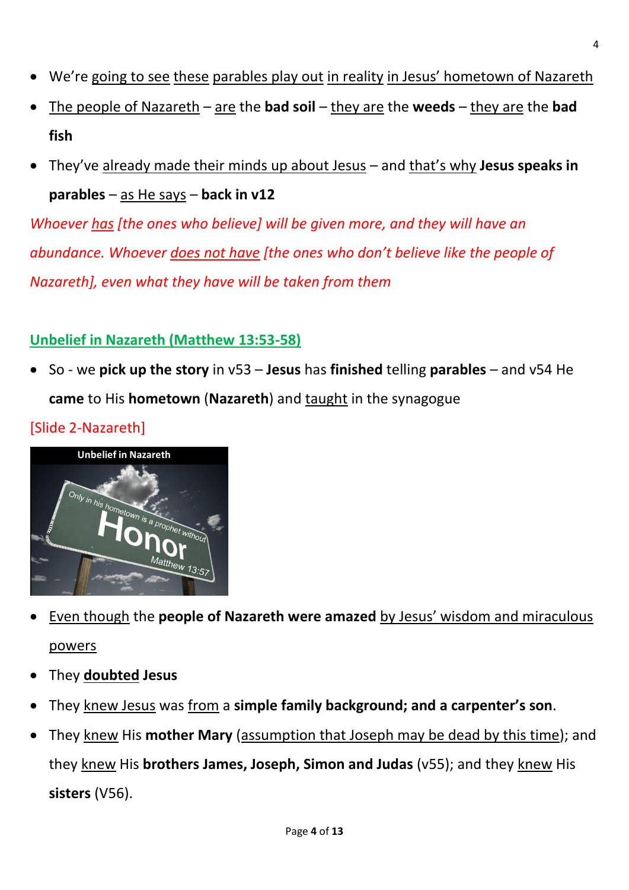- We're going to see these parables play out in reality in Jesus' hometown of Nazareth
- The people of Nazareth – are the **bad soil** – they are the **weeds** – they are the **bad fish**
- They've already made their minds up about Jesus – and that's why **Jesus speaks in parables** – as He says – **back in v12**

*Whoever has [the ones who believe] will be given more, and they will have an abundance. Whoever does not have [the ones who don't believe like the people of Nazareth], even what they have will be taken from them*

## Unbelief in Nazareth (Matthew 13:53-58)

- So - we **pick up the story** in v53 – **Jesus** has **finished** telling **parables** – and v54 He **came** to His **hometown** (**Nazareth**) and taught in the synagogue

[Slide 2-Nazareth]

- Even though the **people of Nazareth were amazed** by Jesus' wisdom and miraculous powers
- They **doubted** Jesus
- They knew Jesus was from a **simple family background; and a carpenter's son**.
- They knew His **mother Mary** (assumption that Joseph may be dead by this time); and they knew His **brothers James, Joseph, Simon and Judas** (v55); and they knew His **sisters** (V56).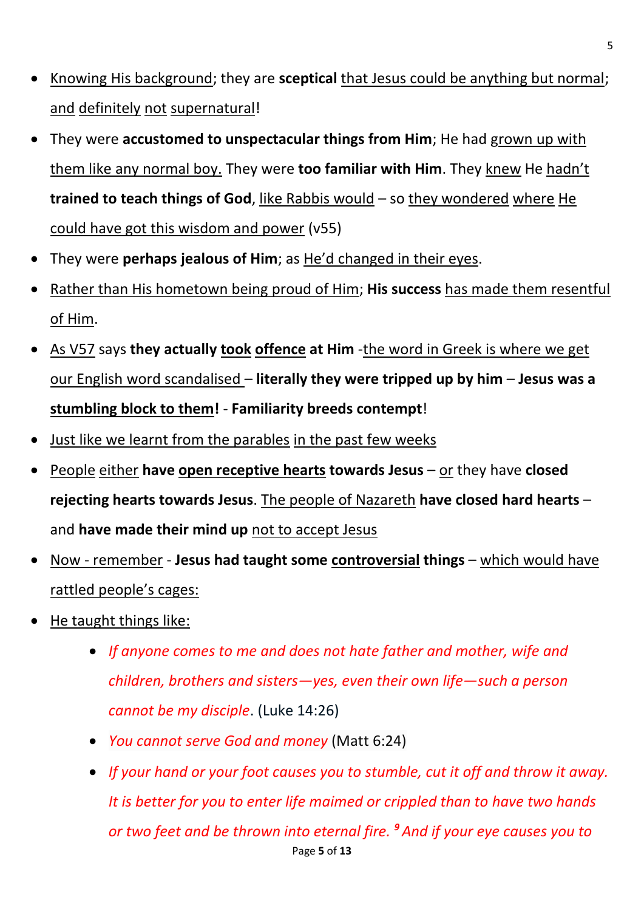- Knowing His background; they are **sceptical** that Jesus could be anything but normal; and definitely not supernatural!
- They were **accustomed to unspectacular things from Him**; He had grown up with them like any normal boy. They were **too familiar with Him**. They knew He hadn't **trained to teach things of God**, like Rabbis would – so they wondered where He could have got this wisdom and power (v55)
- They were **perhaps jealous of Him**; as He'd changed in their eyes.
- Rather than His hometown being proud of Him; **His success** has made them resentful of Him.
- As V57 says **they actually took offence at Him** -the word in Greek is where we get our English word scandalised – **literally they were tripped up by him** – **Jesus was a stumbling block to them!** - **Familiarity breeds contempt**!
- Just like we learnt from the parables in the past few weeks
- People either **have open receptive hearts towards Jesus** – or they have **closed rejecting hearts towards Jesus**. The people of Nazareth **have closed hard hearts** – and **have made their mind up** not to accept Jesus
- Now - remember - **Jesus had taught some controversial things** – which would have rattled people's cages:
- He taught things like:
  - *If anyone comes to me and does not hate father and mother, wife and children, brothers and sisters—yes, even their own life—such a person cannot be my disciple*. (Luke 14:26)
  - *You cannot serve God and money* (Matt 6:24)
  - *If your hand or your foot causes you to stumble, cut it off and throw it away. It is better for you to enter life maimed or crippled than to have two hands or two feet and be thrown into eternal fire. **9** And if your eye causes you to*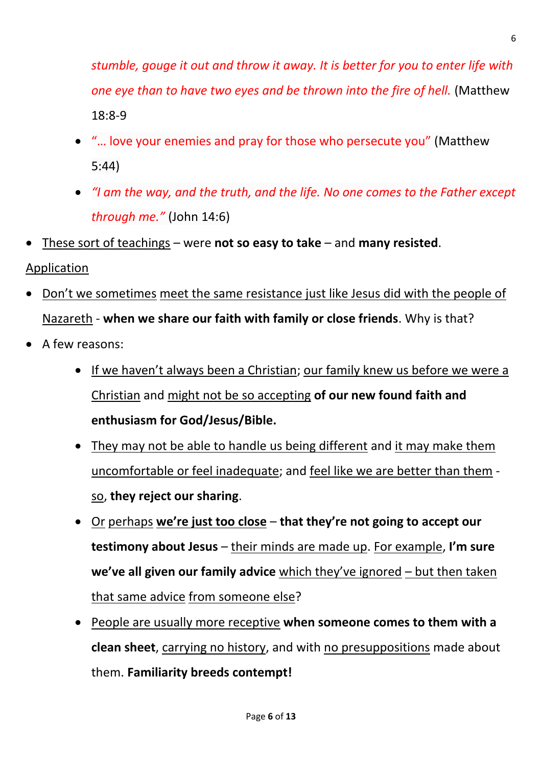*stumble, gouge it out and throw it away. It is better for you to enter life with one eye than to have two eyes and be thrown into the fire of hell.* (Matthew 18:8-9

  - "… love your enemies and pray for those who persecute you" (Matthew 5:44)
  - *"I am the way, and the truth, and the life. No one comes to the Father except through me."* (John 14:6)

- These sort of teachings – were **not so easy to take** – and **many resisted**.

Application

- Don't we sometimes meet the same resistance just like Jesus did with the people of Nazareth - **when we share our faith with family or close friends**. Why is that?
- A few reasons:
  - If we haven't always been a Christian; our family knew us before we were a Christian and might not be so accepting **of our new found faith and enthusiasm for God/Jesus/Bible.**
  - They may not be able to handle us being different and it may make them uncomfortable or feel inadequate; and feel like we are better than them - so, **they reject our sharing**.
  - Or perhaps **we're just too close** – **that they're not going to accept our testimony about Jesus** – their minds are made up. For example, **I'm sure we've all given our family advice** which they've ignored – but then taken that same advice from someone else?
  - People are usually more receptive **when someone comes to them with a clean sheet**, carrying no history, and with no presuppositions made about them. **Familiarity breeds contempt!**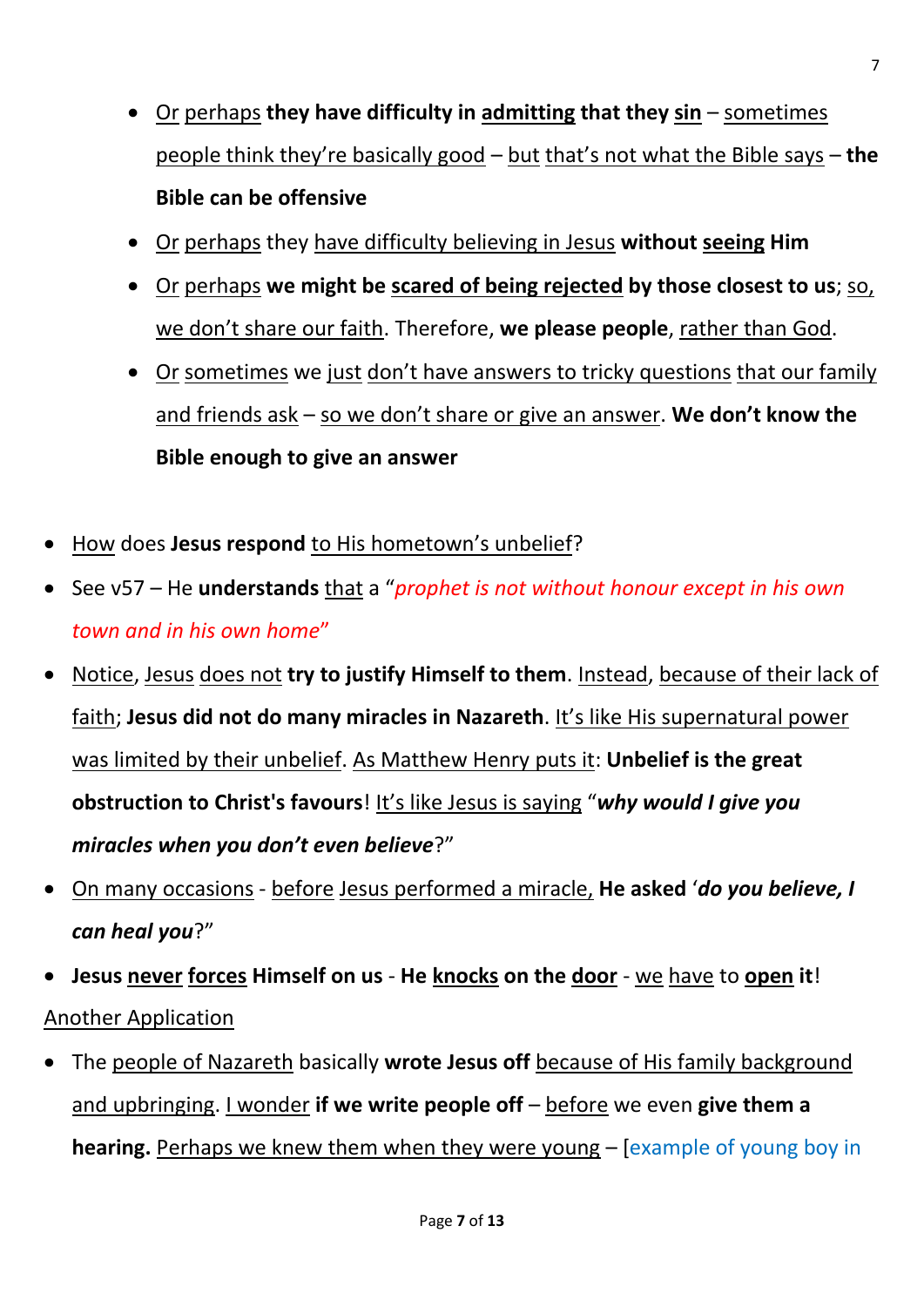- Or perhaps **they have difficulty in admitting that they sin** – sometimes people think they're basically good – but that's not what the Bible says – **the Bible can be offensive**
- Or perhaps they have difficulty believing in Jesus **without seeing Him**
- Or perhaps **we might be scared of being rejected by those closest to us**; so, we don't share our faith. Therefore, **we please people**, rather than God.
- Or sometimes we just don't have answers to tricky questions that our family and friends ask – so we don't share or give an answer. **We don't know the Bible enough to give an answer**

- How does **Jesus respond** to His hometown's unbelief?
- See v57 – He **understands** that a "*prophet is not without honour except in his own town and in his own home*"
- Notice, Jesus does not **try to justify Himself to them**. Instead, because of their lack of faith; **Jesus did not do many miracles in Nazareth**. It's like His supernatural power was limited by their unbelief. As Matthew Henry puts it: **Unbelief is the great obstruction to Christ's favours**! It's like Jesus is saying "***why would I give you miracles when you don't even believe***?"
- On many occasions - before Jesus performed a miracle, **He asked** '***do you believe, I can heal you***?"
- **Jesus never forces Himself on us - He knocks on the door** - we have to **open it**!

Another Application

- The people of Nazareth basically **wrote Jesus off** because of His family background and upbringing. I wonder **if we write people off** – before we even **give them a hearing.** Perhaps we knew them when they were young – [example of young boy in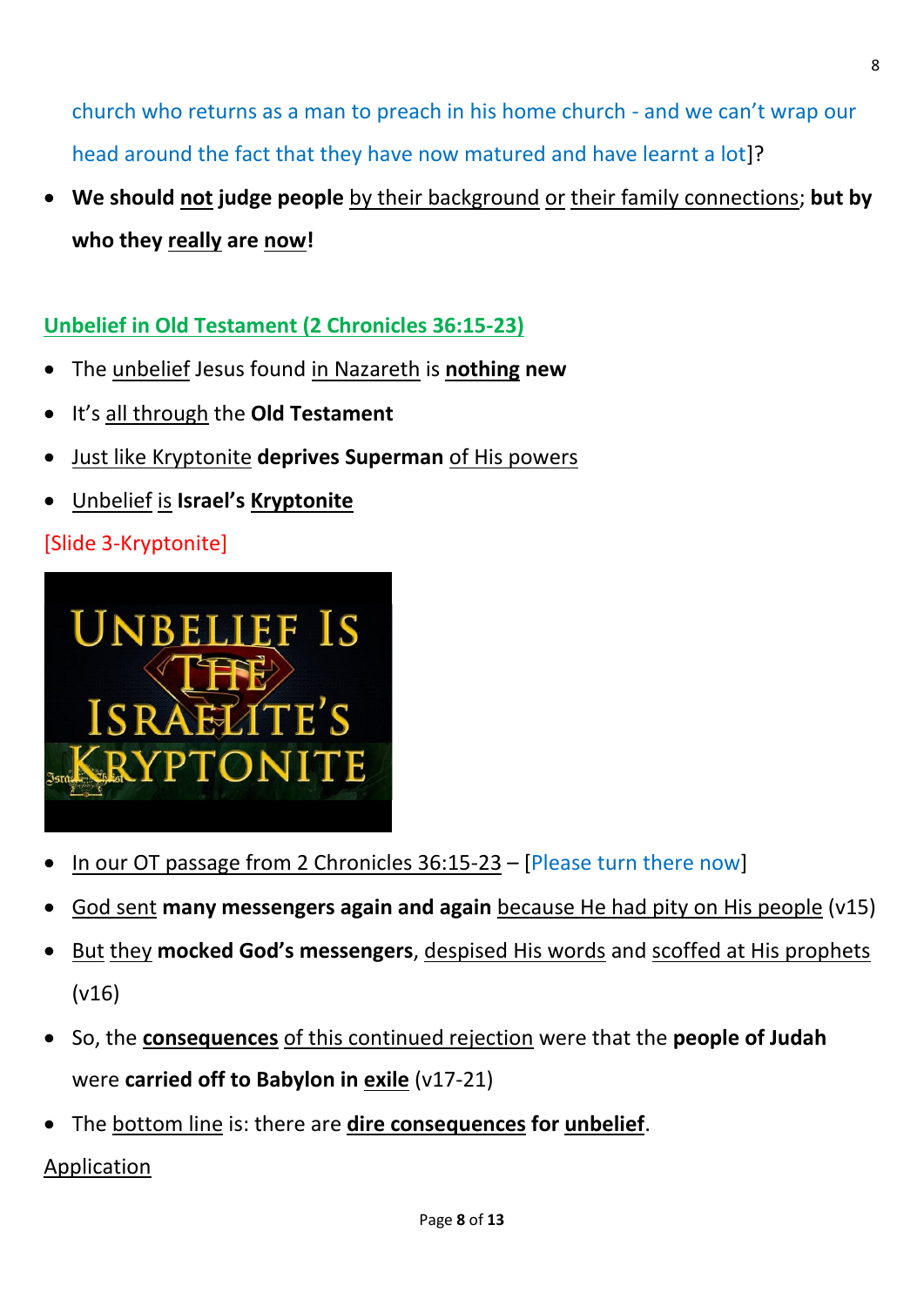church who returns as a man to preach in his home church - and we can't wrap our head around the fact that they have now matured and have learnt a lot]?

- **We should not judge people** by their background or their family connections; **but by who they really are now!**

## Unbelief in Old Testament (2 Chronicles 36:15-23)

- The unbelief Jesus found in Nazareth is **nothing new**
- It's all through the **Old Testament**
- Just like Kryptonite **deprives Superman** of His powers
- Unbelief is **Israel's Kryptonite**

[Slide 3-Kryptonite]

- In our OT passage from 2 Chronicles 36:15-23 – [Please turn there now]
- God sent **many messengers again and again** because He had pity on His people (v15)
- But they **mocked God's messengers**, despised His words and scoffed at His prophets (v16)
- So, the **consequences** of this continued rejection were that the **people of Judah** were **carried off to Babylon in exile** (v17-21)
- The bottom line is: there are **dire consequences for unbelief**.

Application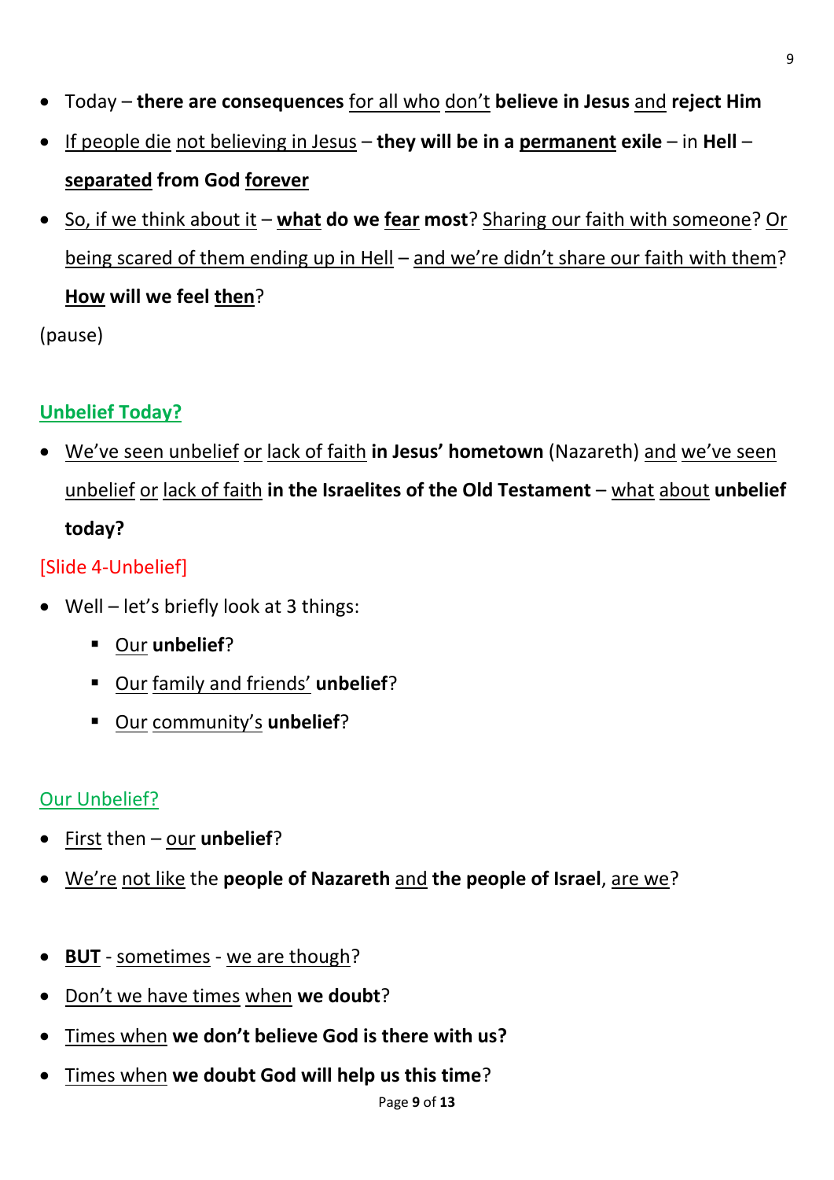- Today – **there are consequences** for all who don't **believe in Jesus** and **reject Him**
- If people die not believing in Jesus – **they will be in a permanent exile** – in **Hell** – **separated from God forever**
- So, if we think about it – **what do we fear most**? Sharing our faith with someone? Or being scared of them ending up in Hell – and we're didn't share our faith with them? **How will we feel then**?

(pause)

## Unbelief Today?

- We've seen unbelief or lack of faith **in Jesus' hometown** (Nazareth) and we've seen unbelief or lack of faith **in the Israelites of the Old Testament** – what about **unbelief today?**

[Slide 4-Unbelief]

- Well – let's briefly look at 3 things:
  - Our **unbelief**?
  - Our family and friends' **unbelief**?
  - Our community's **unbelief**?

### Our Unbelief?

- First then – our **unbelief**?
- We're not like the **people of Nazareth** and **the people of Israel**, are we?

- **BUT** - sometimes - we are though?
- Don't we have times when **we doubt**?
- Times when **we don't believe God is there with us?**
- Times when **we doubt God will help us this time**?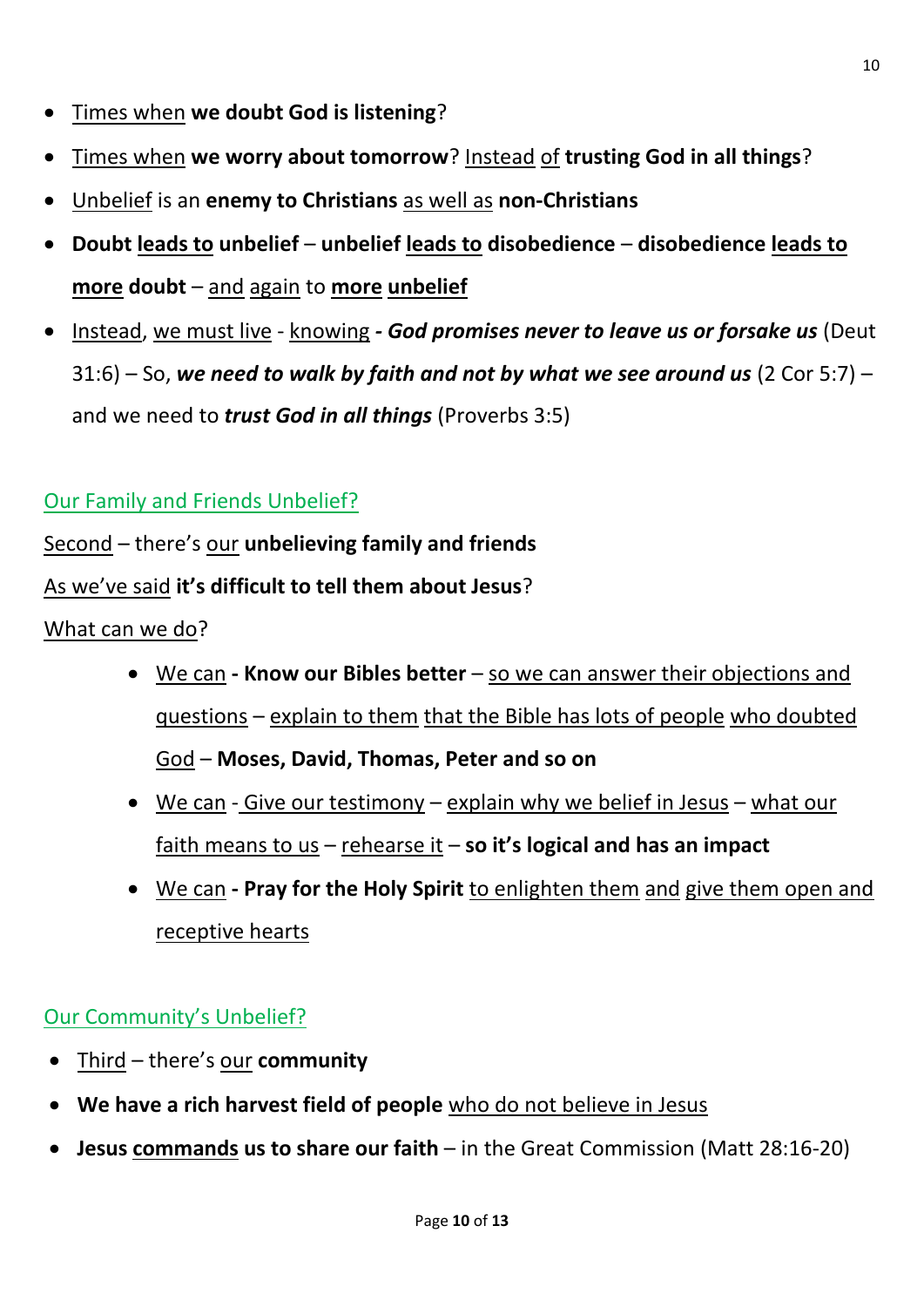- Times when **we doubt God is listening**?
- Times when **we worry about tomorrow**? Instead of **trusting God in all things**?
- Unbelief is an **enemy to Christians** as well as **non-Christians**
- **Doubt leads to unbelief** – **unbelief leads to disobedience** – **disobedience leads to more doubt** – and again to **more unbelief**
- Instead, we must live - knowing ***- God promises never to leave us or forsake us*** (Deut 31:6) – So, ***we need to walk by faith and not by what we see around us*** (2 Cor 5:7) – and we need to ***trust God in all things*** (Proverbs 3:5)

## Our Family and Friends Unbelief?

Second – there's our **unbelieving family and friends**

As we've said **it's difficult to tell them about Jesus**?

What can we do?

- We can **- Know our Bibles better** – so we can answer their objections and questions – explain to them that the Bible has lots of people who doubted God – **Moses, David, Thomas, Peter and so on**
- We can - Give our testimony – explain why we belief in Jesus – what our faith means to us – rehearse it – **so it's logical and has an impact**
- We can **- Pray for the Holy Spirit** to enlighten them and give them open and receptive hearts

## Our Community's Unbelief?

- Third – there's our **community**
- **We have a rich harvest field of people** who do not believe in Jesus
- **Jesus commands us to share our faith** – in the Great Commission (Matt 28:16-20)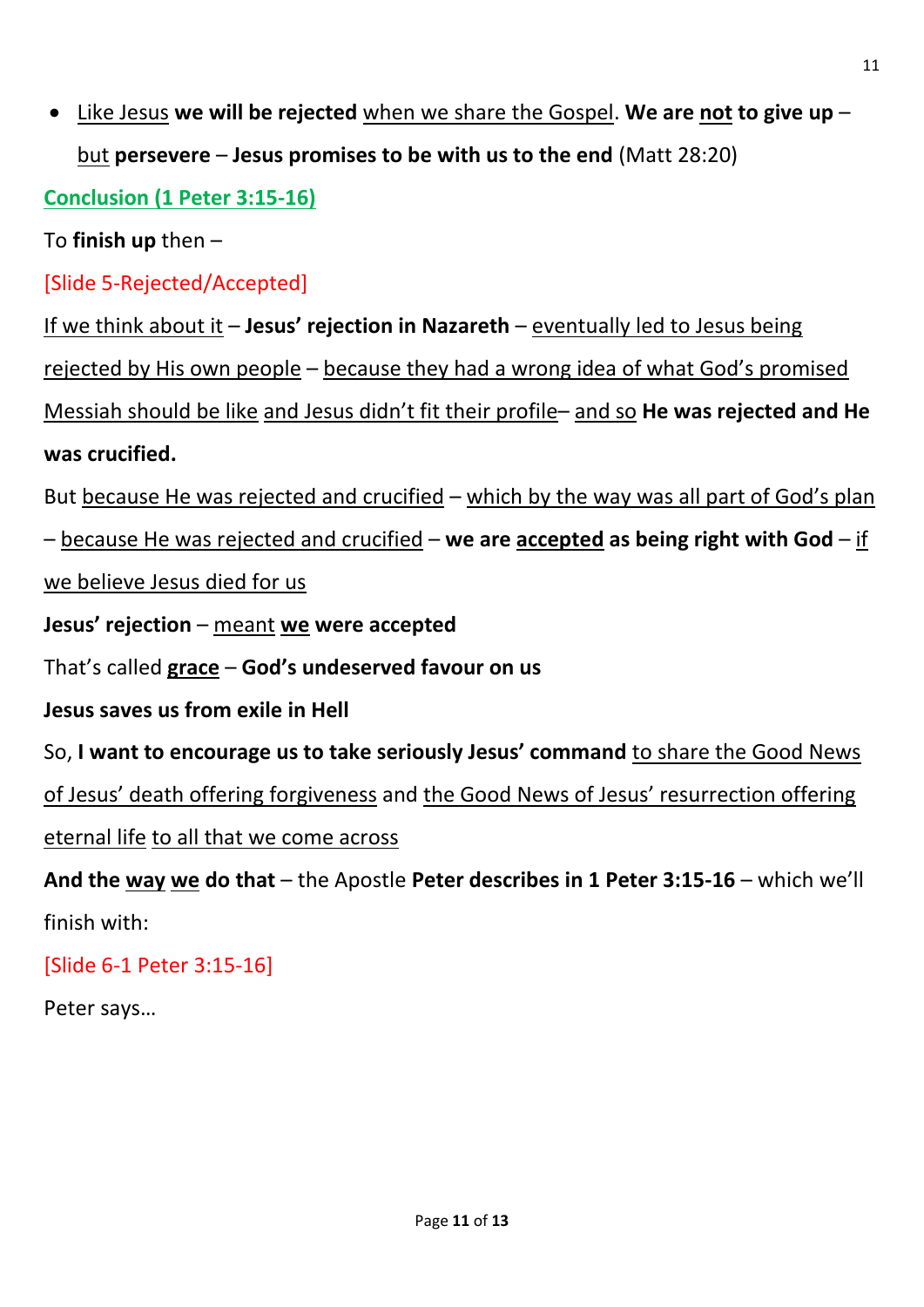- <u>Like Jesus</u> **we will be rejected** <u>when we share the Gospel</u>. **We are <u>not</u> to give up** – <u>but</u> **persevere** – **Jesus promises to be with us to the end** (Matt 28:20)

## Conclusion (1 Peter 3:15-16)

To **finish up** then –

[Slide 5-Rejected/Accepted]

<u>If we think about it</u> – **Jesus' rejection in Nazareth** – <u>eventually led to Jesus being rejected by His own people</u> – <u>because they had a wrong idea of what God's promised Messiah should be like</u> <u>and Jesus didn't fit their profile</u>– <u>and so</u> **He was rejected and He was crucified.**

But <u>because He was rejected and crucified</u> – <u>which by the way was all part of God's plan</u> – <u>because He was rejected and crucified</u> – **we are <u>accepted</u> as being right with God** – <u>if we believe Jesus died for us</u>

**Jesus' rejection** – <u>meant</u> **<u>we</u> were accepted**

That's called **<u>grace</u>** – **God's undeserved favour on us**

**Jesus saves us from exile in Hell**

So, **I want to encourage us to take seriously Jesus' command** <u>to share the Good News of Jesus' death offering forgiveness</u> and <u>the Good News of Jesus' resurrection offering eternal life</u> <u>to all that we come across</u>

**And the <u>way</u> <u>we</u> do that** – the Apostle **Peter describes in 1 Peter 3:15-16** – which we'll finish with:

[Slide 6-1 Peter 3:15-16]

Peter says…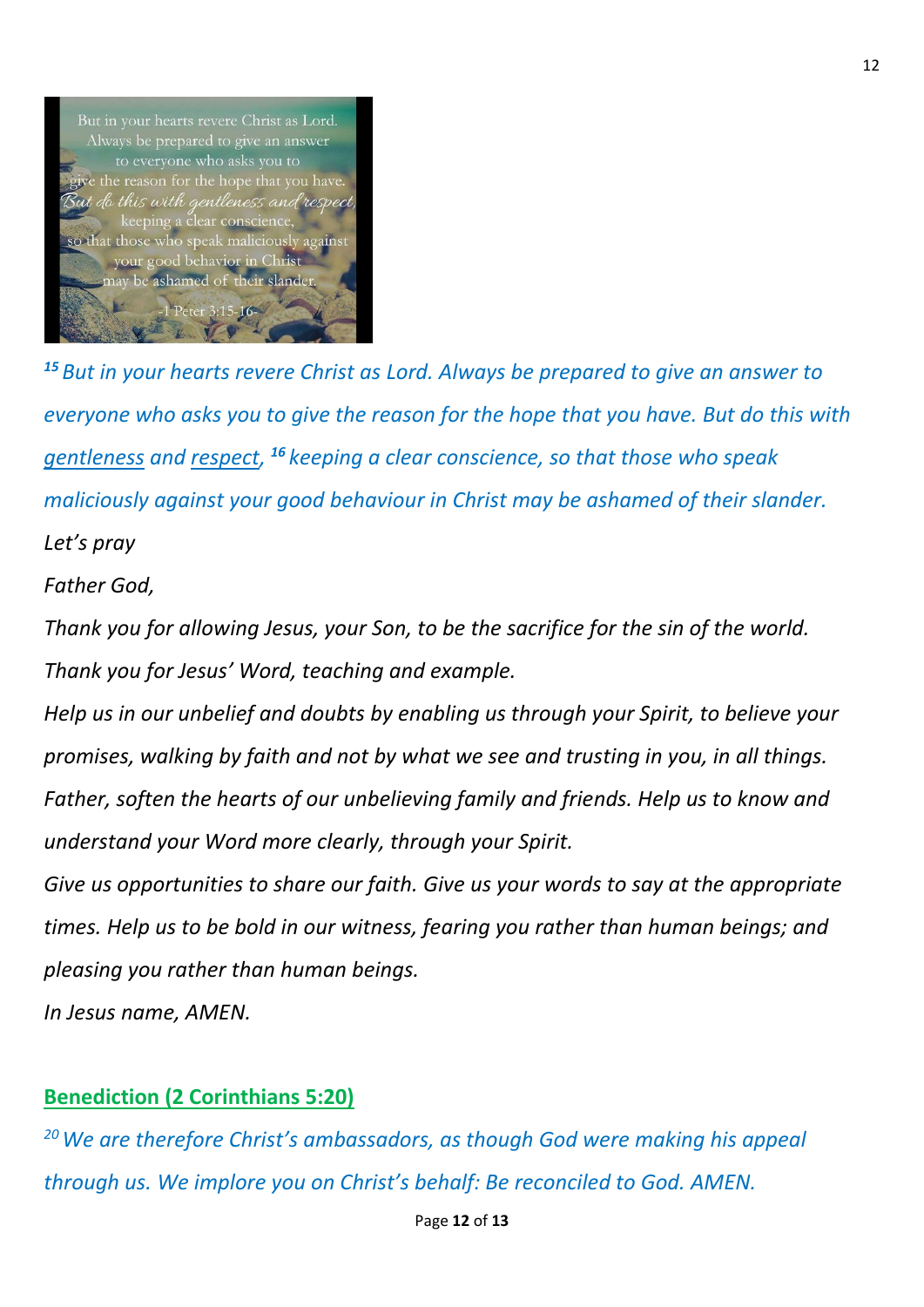But in your hearts revere Christ as Lord.
Always be prepared to give an answer
to everyone who asks you to
give the reason for the hope that you have.
But do this with gentleness and respect,
keeping a clear conscience,
so that those who speak maliciously against
your good behavior in Christ
may be ashamed of their slander.

-1 Peter 3:15-16-

*[15] But in your hearts revere Christ as Lord. Always be prepared to give an answer to everyone who asks you to give the reason for the hope that you have. But do this with gentleness and respect, [16] keeping a clear conscience, so that those who speak maliciously against your good behaviour in Christ may be ashamed of their slander.*

*Let's pray*

*Father God,*

*Thank you for allowing Jesus, your Son, to be the sacrifice for the sin of the world.*

*Thank you for Jesus' Word, teaching and example.*

*Help us in our unbelief and doubts by enabling us through your Spirit, to believe your promises, walking by faith and not by what we see and trusting in you, in all things.*

*Father, soften the hearts of our unbelieving family and friends. Help us to know and understand your Word more clearly, through your Spirit.*

*Give us opportunities to share our faith. Give us your words to say at the appropriate times. Help us to be bold in our witness, fearing you rather than human beings; and pleasing you rather than human beings.*

*In Jesus name, AMEN.*

**Benediction (2 Corinthians 5:20)**

*[20] We are therefore Christ's ambassadors, as though God were making his appeal through us. We implore you on Christ's behalf: Be reconciled to God. AMEN.*